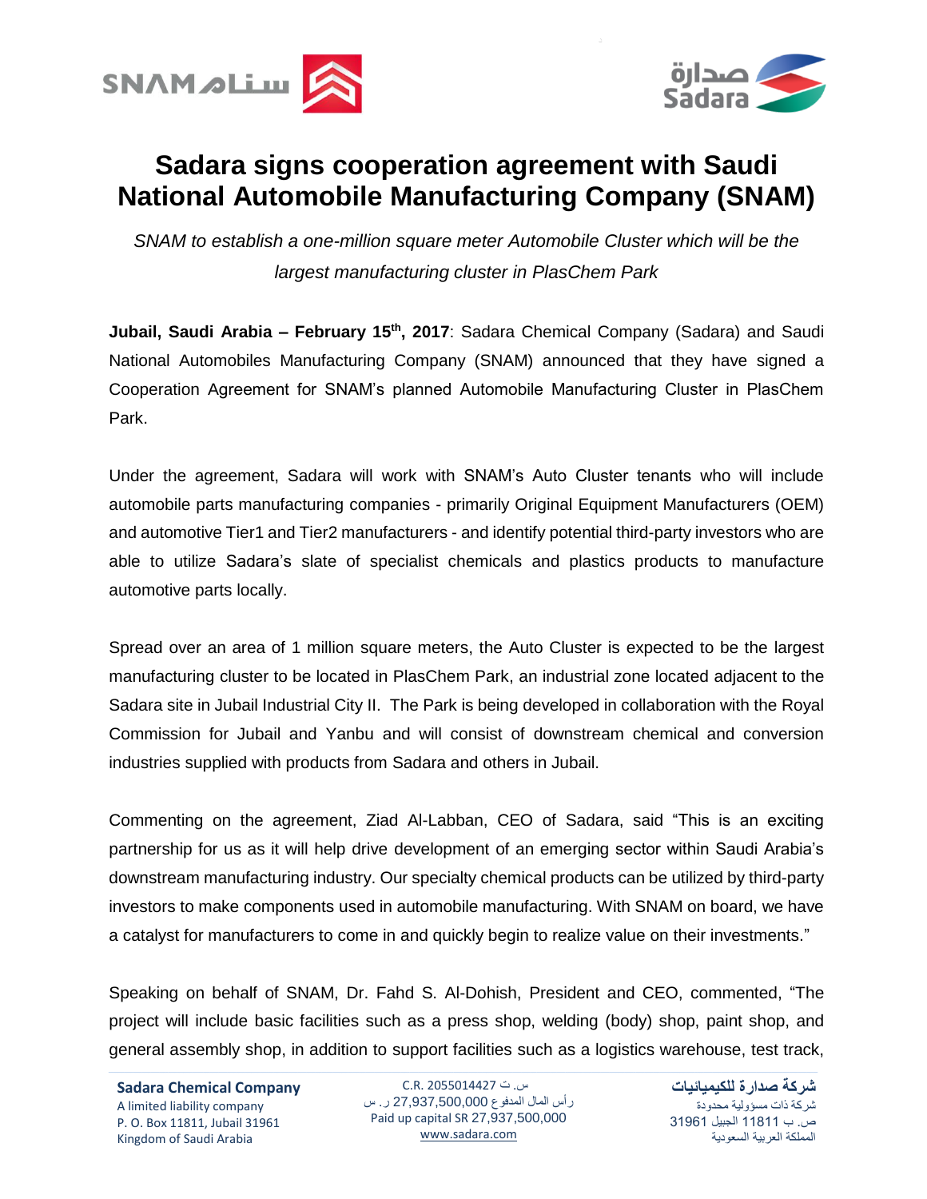# Sadara signs cooperation agreement with Saudi National Automobile Manufacturing Company (SNAM)

*SNAM to establish a one-million square meter Automobile Cluster which will be the largest manufacturing cluster in PlasChem Park*

**Jubail, Saudi Arabia – February 15th, 2017**: Sadara Chemical Company (Sadara) and Saudi National Automobiles Manufacturing Company (SNAM) announced that they have signed a Cooperation Agreement for SNAM's planned Automobile Manufacturing Cluster in PlasChem Park.

Under the agreement, Sadara will work with SNAM's Auto Cluster tenants who will include automobile parts manufacturing companies - primarily Original Equipment Manufacturers (OEM) and automotive Tier1 and Tier2 manufacturers - and identify potential third-party investors who are able to utilize Sadara's slate of specialist chemicals and plastics products to manufacture automotive parts locally.

Spread over an area of 1 million square meters, the Auto Cluster is expected to be the largest manufacturing cluster to be located in PlasChem Park, an industrial zone located adjacent to the Sadara site in Jubail Industrial City II. The Park is being developed in collaboration with the Royal Commission for Jubail and Yanbu and will consist of downstream chemical and conversion industries supplied with products from Sadara and others in Jubail.

Commenting on the agreement, Ziad Al-Labban, CEO of Sadara, said "This is an exciting partnership for us as it will help drive development of an emerging sector within Saudi Arabia's downstream manufacturing industry. Our specialty chemical products can be utilized by third-party investors to make components used in automobile manufacturing. With SNAM on board, we have a catalyst for manufacturers to come in and quickly begin to realize value on their investments."

Speaking on behalf of SNAM, Dr. Fahd S. Al-Dohish, President and CEO, commented, "The project will include basic facilities such as a press shop, welding (body) shop, paint shop, and general assembly shop, in addition to support facilities such as a logistics warehouse, test track,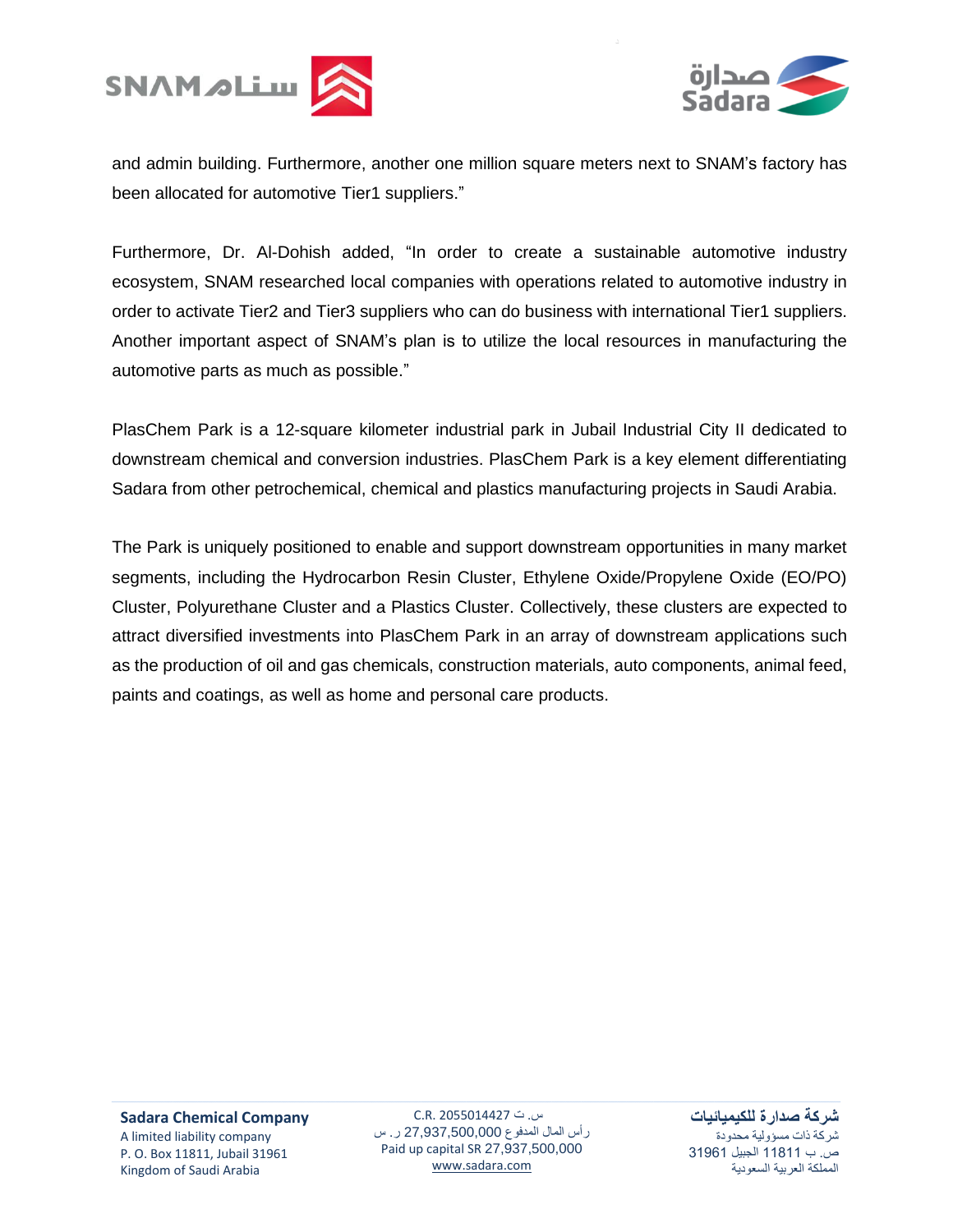and admin building. Furthermore, another one million square meters next to SNAM's factory has been allocated for automotive Tier1 suppliers."

Furthermore, Dr. Al-Dohish added, "In order to create a sustainable automotive industry ecosystem, SNAM researched local companies with operations related to automotive industry in order to activate Tier2 and Tier3 suppliers who can do business with international Tier1 suppliers. Another important aspect of SNAM's plan is to utilize the local resources in manufacturing the automotive parts as much as possible."

PlasChem Park is a 12-square kilometer industrial park in Jubail Industrial City II dedicated to downstream chemical and conversion industries. PlasChem Park is a key element differentiating Sadara from other petrochemical, chemical and plastics manufacturing projects in Saudi Arabia.

The Park is uniquely positioned to enable and support downstream opportunities in many market segments, including the Hydrocarbon Resin Cluster, Ethylene Oxide/Propylene Oxide (EO/PO) Cluster, Polyurethane Cluster and a Plastics Cluster. Collectively, these clusters are expected to attract diversified investments into PlasChem Park in an array of downstream applications such as the production of oil and gas chemicals, construction materials, auto components, animal feed, paints and coatings, as well as home and personal care products.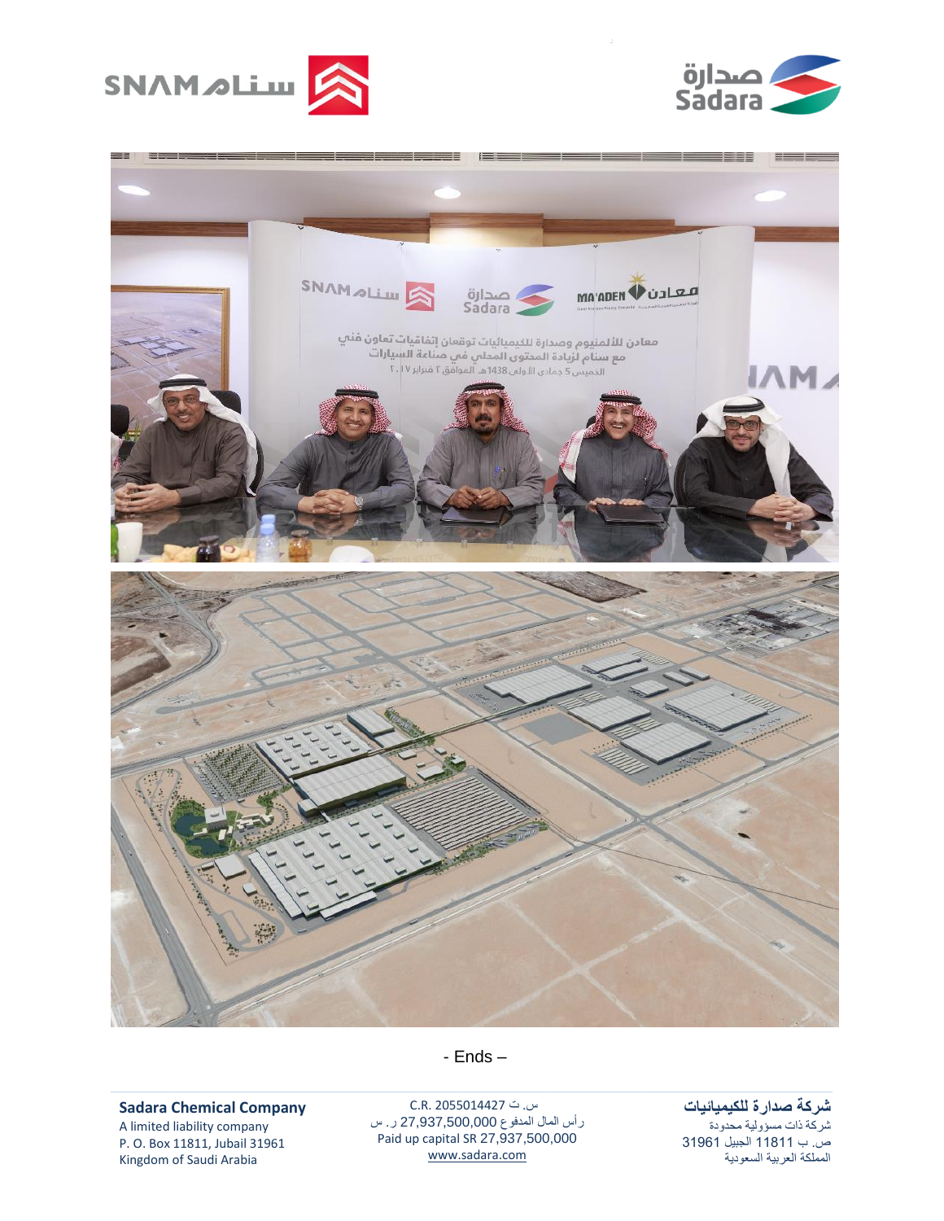- Ends –

**Sadara Chemical Company**
A limited liability company
P. O. Box 11811, Jubail 31961
Kingdom of Saudi Arabia

س. ت C.R. 2055014427
رأس المال المدفوع 27,937,500,000 ر.س
Paid up capital SR 27,937,500,000
www.sadara.com

**شركة صدارة للكيميائيات**
شركة ذات مسؤولية محدودة
ص. ب 11811 الجبيل 31961
المملكة العربية السعودية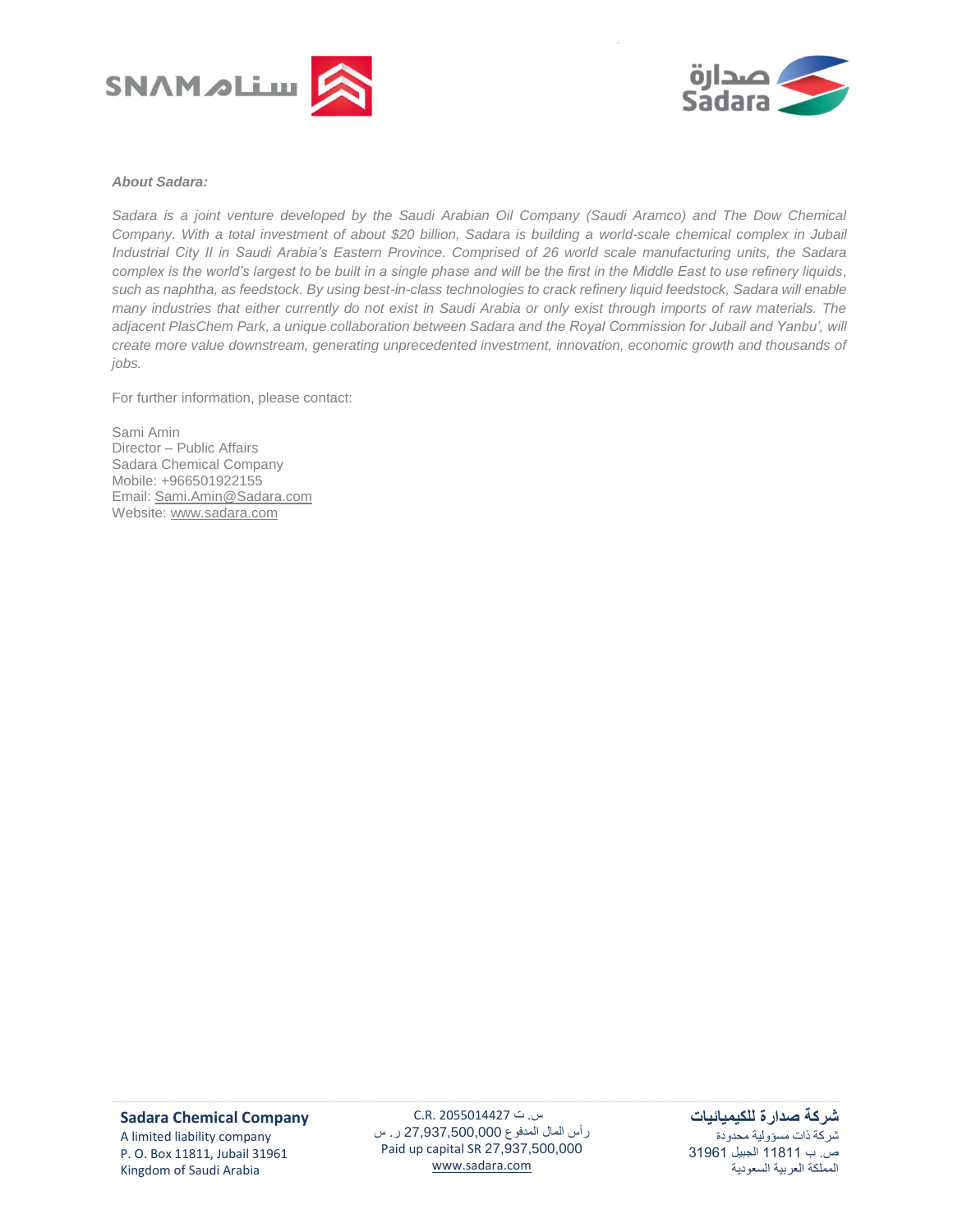***About Sadara:***

*Sadara is a joint venture developed by the Saudi Arabian Oil Company (Saudi Aramco) and The Dow Chemical Company. With a total investment of about $20 billion, Sadara is building a world-scale chemical complex in Jubail Industrial City II in Saudi Arabia's Eastern Province. Comprised of 26 world scale manufacturing units, the Sadara complex is the world's largest to be built in a single phase and will be the first in the Middle East to use refinery liquids, such as naphtha, as feedstock. By using best-in-class technologies to crack refinery liquid feedstock, Sadara will enable many industries that either currently do not exist in Saudi Arabia or only exist through imports of raw materials. The adjacent PlasChem Park, a unique collaboration between Sadara and the Royal Commission for Jubail and Yanbu', will create more value downstream, generating unprecedented investment, innovation, economic growth and thousands of jobs.*

For further information, please contact:

Sami Amin
Director – Public Affairs
Sadara Chemical Company
Mobile: +966501922155
Email: Sami.Amin@Sadara.com
Website: www.sadara.com

**Sadara Chemical Company**
A limited liability company
P. O. Box 11811, Jubail 31961
Kingdom of Saudi Arabia

س. ت C.R. 2055014427
رأس المال المدفوع 27,937,500,000 ر. س
Paid up capital SR 27,937,500,000
www.sadara.com

**شركة صدارة للكيميائيات**
شركة ذات مسؤولية محدودة
ص. ب 11811 الجبيل 31961
المملكة العربية السعودية